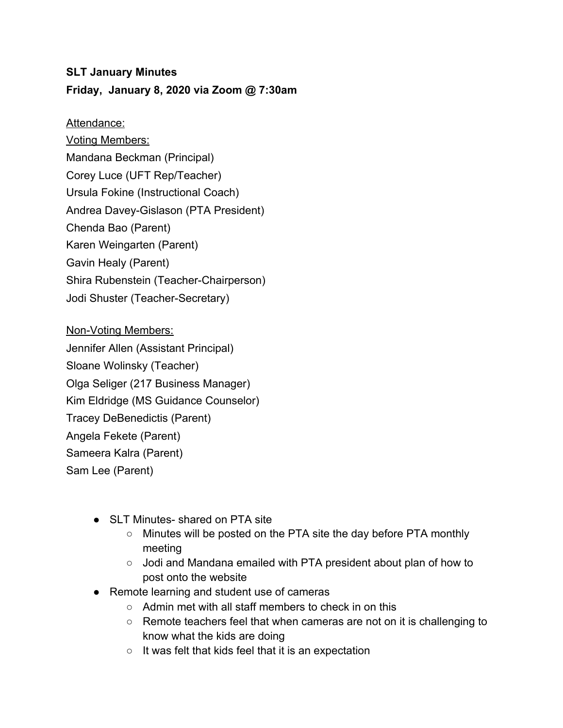**SLT January Minutes**

**Friday,  January 8, 2020 via Zoom @ 7:30am**

<u>Attendance:</u>

<u>Voting Members:</u>

Mandana Beckman (Principal)
Corey Luce (UFT Rep/Teacher)
Ursula Fokine (Instructional Coach)
Andrea Davey-Gislason (PTA President)
Chenda Bao (Parent)
Karen Weingarten (Parent)
Gavin Healy (Parent)
Shira Rubenstein (Teacher-Chairperson)
Jodi Shuster (Teacher-Secretary)

<u>Non-Voting Members:</u>

Jennifer Allen (Assistant Principal)
Sloane Wolinsky (Teacher)
Olga Seliger (217 Business Manager)
Kim Eldridge (MS Guidance Counselor)
Tracey DeBenedictis (Parent)
Angela Fekete (Parent)
Sameera Kalra (Parent)
Sam Lee (Parent)

- SLT Minutes- shared on PTA site
    - Minutes will be posted on the PTA site the day before PTA monthly meeting
    - Jodi and Mandana emailed with PTA president about plan of how to post onto the website
- Remote learning and student use of cameras
    - Admin met with all staff members to check in on this
    - Remote teachers feel that when cameras are not on it is challenging to know what the kids are doing
    - It was felt that kids feel that it is an expectation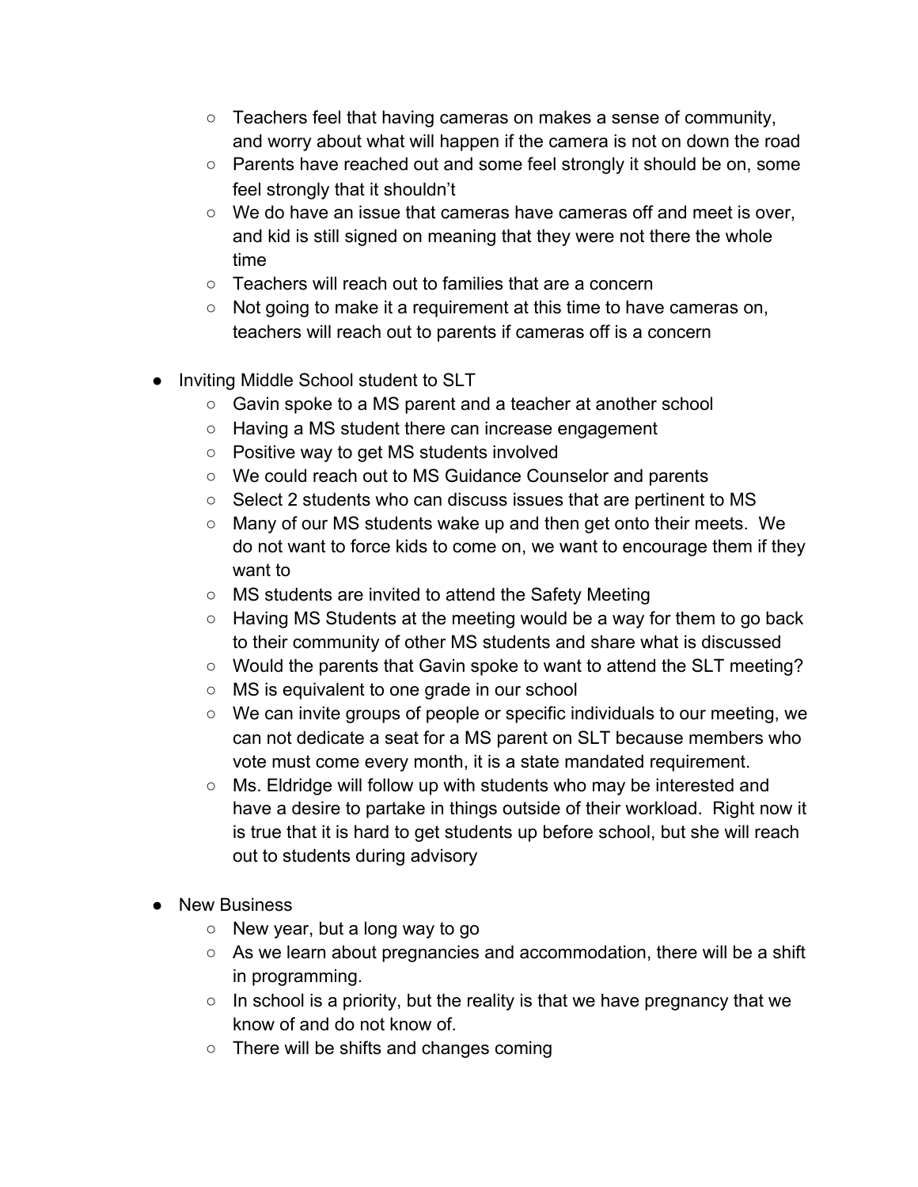- Teachers feel that having cameras on makes a sense of community, and worry about what will happen if the camera is not on down the road
  - Parents have reached out and some feel strongly it should be on, some feel strongly that it shouldn't
  - We do have an issue that cameras have cameras off and meet is over, and kid is still signed on meaning that they were not there the whole time
  - Teachers will reach out to families that are a concern
  - Not going to make it a requirement at this time to have cameras on, teachers will reach out to parents if cameras off is a concern

- Inviting Middle School student to SLT
  - Gavin spoke to a MS parent and a teacher at another school
  - Having a MS student there can increase engagement
  - Positive way to get MS students involved
  - We could reach out to MS Guidance Counselor and parents
  - Select 2 students who can discuss issues that are pertinent to MS
  - Many of our MS students wake up and then get onto their meets. We do not want to force kids to come on, we want to encourage them if they want to
  - MS students are invited to attend the Safety Meeting
  - Having MS Students at the meeting would be a way for them to go back to their community of other MS students and share what is discussed
  - Would the parents that Gavin spoke to want to attend the SLT meeting?
  - MS is equivalent to one grade in our school
  - We can invite groups of people or specific individuals to our meeting, we can not dedicate a seat for a MS parent on SLT because members who vote must come every month, it is a state mandated requirement.
  - Ms. Eldridge will follow up with students who may be interested and have a desire to partake in things outside of their workload. Right now it is true that it is hard to get students up before school, but she will reach out to students during advisory

- New Business
  - New year, but a long way to go
  - As we learn about pregnancies and accommodation, there will be a shift in programming.
  - In school is a priority, but the reality is that we have pregnancy that we know of and do not know of.
  - There will be shifts and changes coming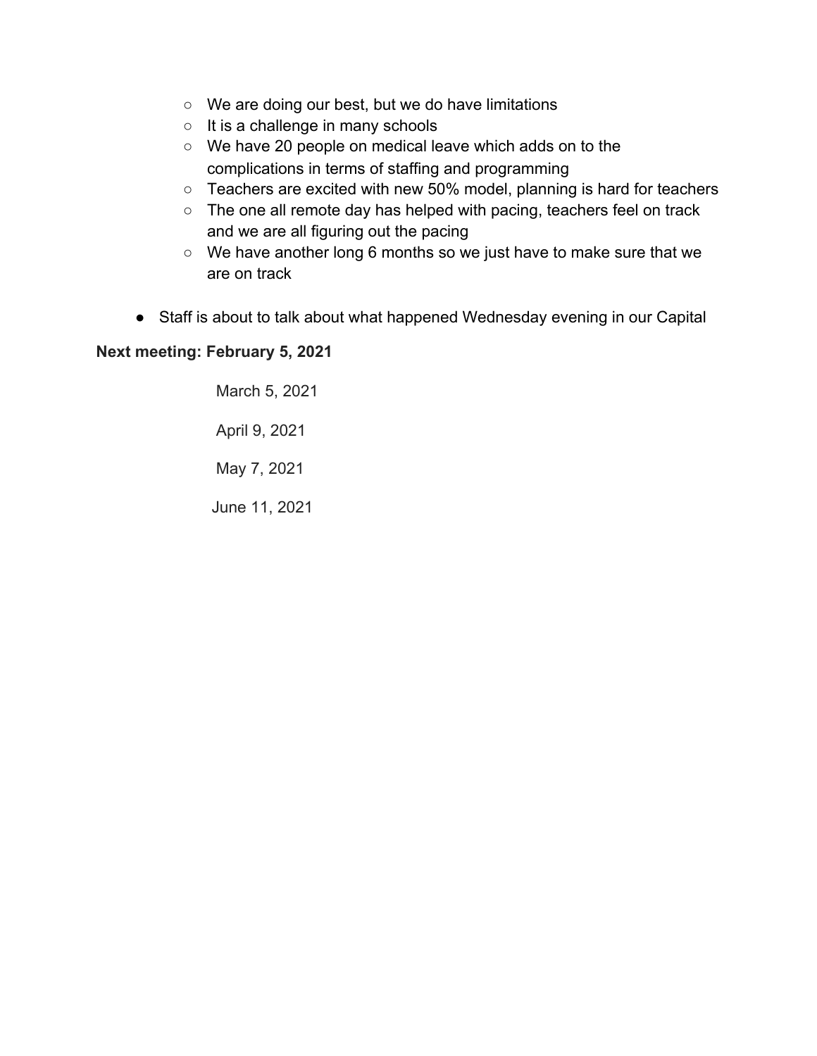- We are doing our best, but we do have limitations
    - It is a challenge in many schools
    - We have 20 people on medical leave which adds on to the complications in terms of staffing and programming
    - Teachers are excited with new 50% model, planning is hard for teachers
    - The one all remote day has helped with pacing, teachers feel on track and we are all figuring out the pacing
    - We have another long 6 months so we just have to make sure that we are on track

- Staff is about to talk about what happened Wednesday evening in our Capital

**Next meeting: February 5, 2021**

March 5, 2021

April 9, 2021

May 7, 2021

June 11, 2021